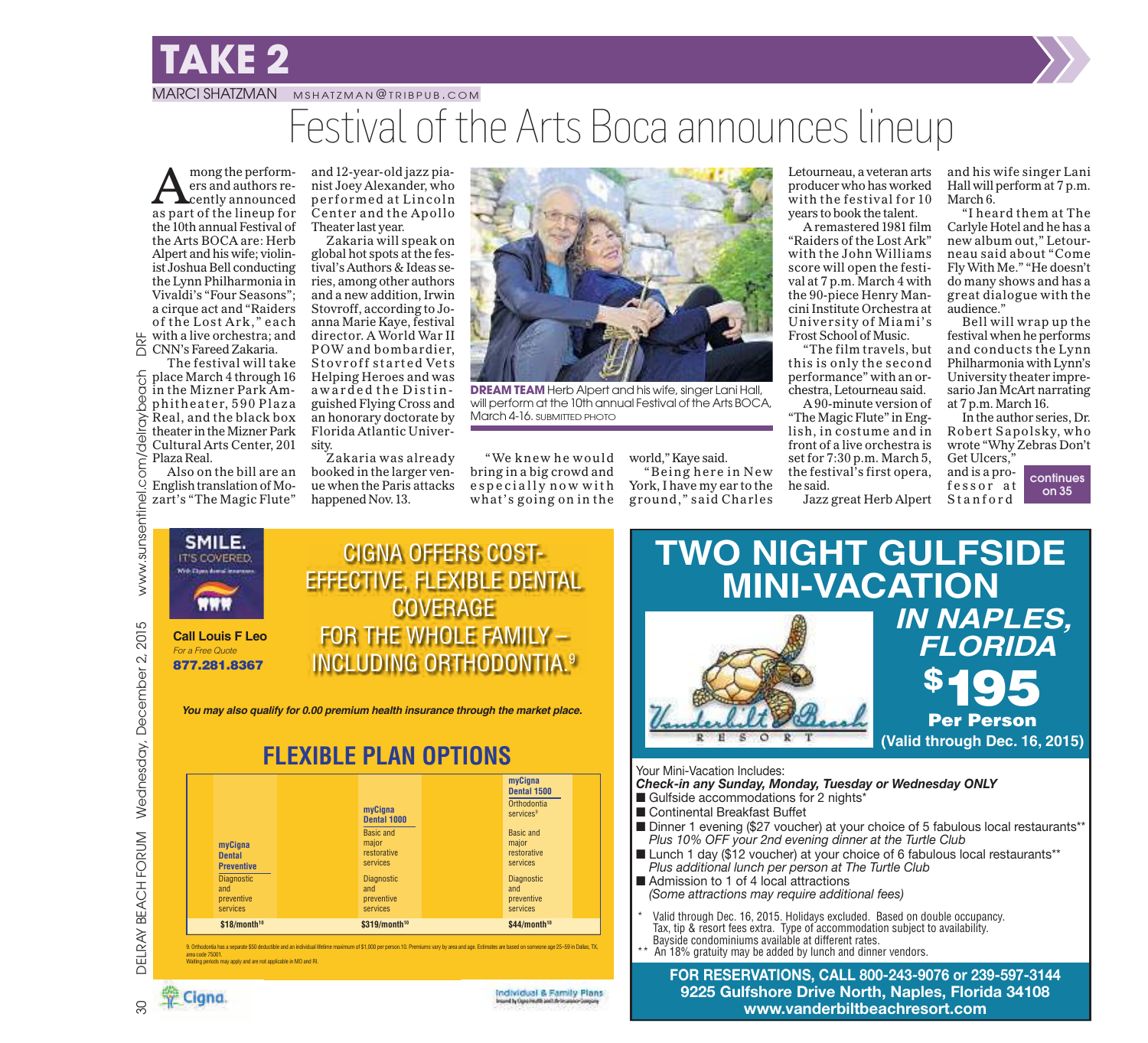# TAKE 2

MARCI SHATZMAN MSHATZMAN@TRIBPUB.COM

# Festival of the Arts Boca announces lineup

Among the performers and authors recently announced as part of the lineup for the 10th annual Festival of the Arts BOCA are: Herb Alpert and his wife; violinist Joshua Bell conducting the Lynn Philharmonia in Vivaldi's "Four Seasons"; a cirque act and "Raiders of the Lost Ark," each with a live orchestra; and CNN's Fareed Zakaria.

The festival will take place March 4 through 16 in the Mizner Park Amphitheater, 590 Plaza Real, and the black box theater in the Mizner Park Cultural Arts Center, 201 Plaza Real.

Also on the bill are an English translation of Mozart's "The Magic Flute" and 12-year-old jazz pianist Joey Alexander, who performed at Lincoln Center and the Apollo Theater last year.

Zakaria will speak on global hot spots at the festival's Authors & Ideas series, among other authors and a new addition, Irwin Stovroff, according to Joanna Marie Kaye, festival director. A World War II POW and bombardier, Stovroff started Vets Helping Heroes and was awarded the Distinguished Flying Cross and an honorary doctorate by Florida Atlantic University.

Zakaria was already booked in the larger venue when the Paris attacks happened Nov. 13.

**DREAM TEAM** Herb Alpert and his wife, singer Lani Hall, will perform at the 10th annual Festival of the Arts BOCA, March 4-16. SUBMITTED PHOTO

"We knew he would bring in a big crowd and especially now with what's going on in the world," Kaye said.

"Being here in New York, I have my ear to the ground," said Charles Letourneau, a veteran arts producer who has worked with the festival for 10 years to book the talent.

A remastered 1981 film "Raiders of the Lost Ark" with the John Williams score will open the festival at 7 p.m. March 4 with the 90-piece Henry Mancini Institute Orchestra at University of Miami's Frost School of Music.

"The film travels, but this is only the second performance" with an orchestra, Letourneau said.

A 90-minute version of "The Magic Flute" in English, in costume and in front of a live orchestra is set for 7:30 p.m. March 5, the festival's first opera, he said.

Jazz great Herb Alpert and his wife singer Lani Hall will perform at 7 p.m. March 6.

"I heard them at The Carlyle Hotel and he has a new album out," Letourneau said about "Come Fly With Me." "He doesn't do many shows and has a great dialogue with the audience."

Bell will wrap up the festival when he performs and conducts the Lynn Philharmonia with Lynn's University theater impresario Jan McArt narrating at 7 p.m. March 16.

In the author series, Dr. Robert Sapolsky, who wrote "Why Zebras Don't Get Ulcers," and is a professor at Stanford

continues on 35

---

**SMILE.** IT'S COVERED. With Cigna dental insurance.

**Call Louis F Leo**
*For a Free Quote*
**877.281.8367**

## CIGNA OFFERS COST-EFFECTIVE, FLEXIBLE DENTAL COVERAGE FOR THE WHOLE FAMILY – INCLUDING ORTHODONTIA.[9]

***You may also qualify for 0.00 premium health insurance through the market place.***

## FLEXIBLE PLAN OPTIONS

| myCigna Dental Preventive | myCigna Dental 1000 | myCigna Dental 1500 |
|---|---|---|
| | | Orthodontia services[9] |
| | Basic and major restorative services | Basic and major restorative services |
| Diagnostic and preventive services | Diagnostic and preventive services | Diagnostic and preventive services |
| $18/month[10] | $319/month[10] | $44/month[10] |

9. Orthodontia has a separate $50 deductible and an individual lifetime maximum of $1,000 per person.10. Premiums vary by area and age. Estimates are based on someone age 25–59 in Dallas, TX, area code 75001.
Waiting periods may apply and are not applicable in MO and RI.

Cigna — Individual & Family Plans

---

# TWO NIGHT GULFSIDE MINI-VACATION

## IN NAPLES, FLORIDA

Vanderbilt Beach RESORT

**$195 Per Person**
**(Valid through Dec. 16, 2015)**

Your Mini-Vacation Includes:
***Check-in any Sunday, Monday, Tuesday or Wednesday ONLY***

- Gulfside accommodations for 2 nights*
- Continental Breakfast Buffet
- Dinner 1 evening ($27 voucher) at your choice of 5 fabulous local restaurants**
  *Plus 10% OFF your 2nd evening dinner at the Turtle Club*
- Lunch 1 day ($12 voucher) at your choice of 6 fabulous local restaurants**
  *Plus additional lunch per person at The Turtle Club*
- Admission to 1 of 4 local attractions
  *(Some attractions may require additional fees)*

\* Valid through Dec. 16, 2015. Holidays excluded. Based on double occupancy. Tax, tip & resort fees extra. Type of accommodation subject to availability. Bayside condominiums available at different rates.
\*\* An 18% gratuity may be added by lunch and dinner vendors.

**FOR RESERVATIONS, CALL 800-243-9076 or 239-597-3144**
**9225 Gulfshore Drive North, Naples, Florida 34108**
**www.vanderbiltbeachresort.com**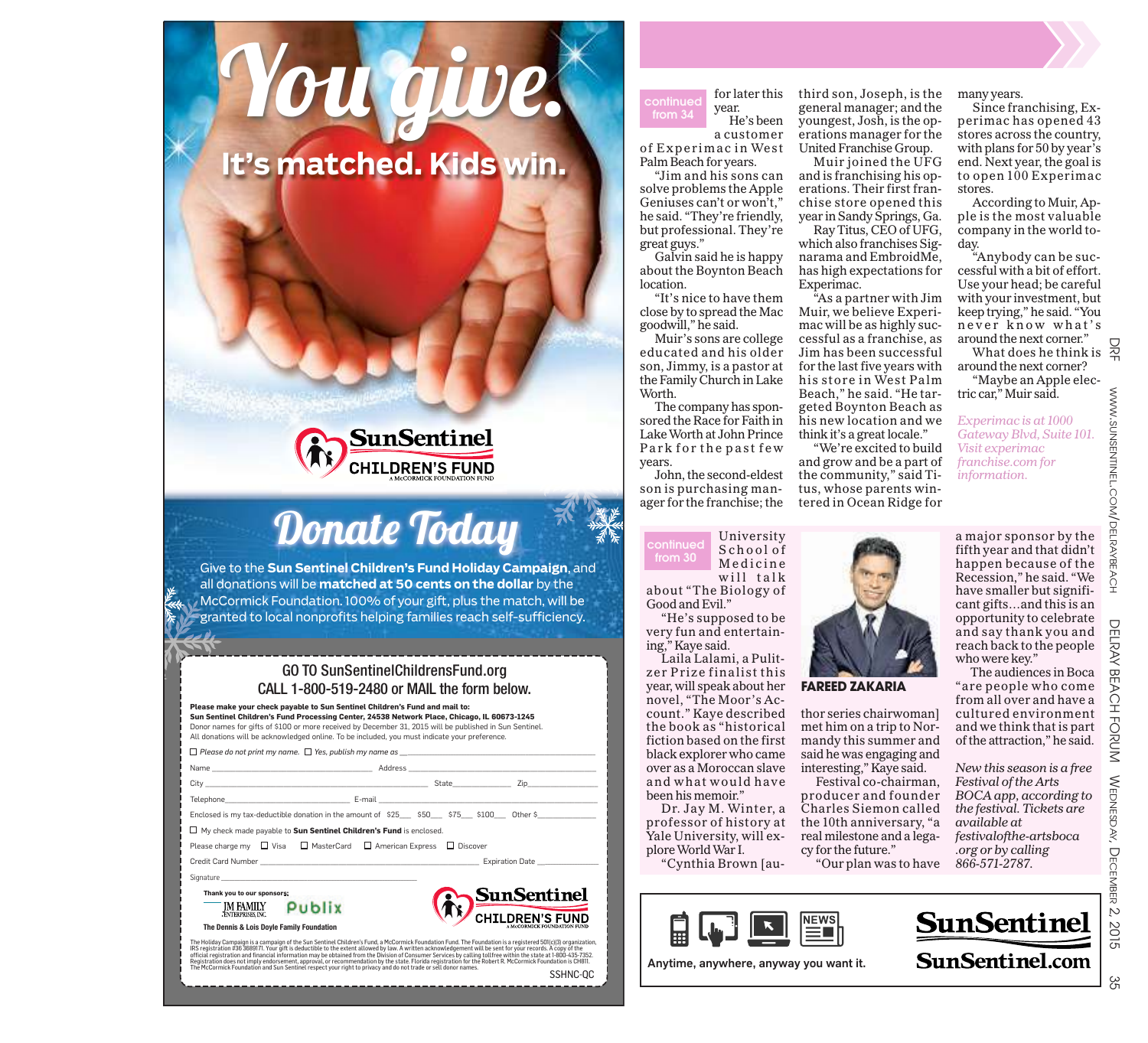# You give.

## It's matched. Kids win.

SunSentinel CHILDREN'S FUND
A McCORMICK FOUNDATION FUND

## Donate Today

Give to the **Sun Sentinel Children's Fund Holiday Campaign**, and all donations will be **matched at 50 cents on the dollar** by the McCormick Foundation. 100% of your gift, plus the match, will be granted to local nonprofits helping families reach self-sufficiency.

GO TO SunSentinelChildrensFund.org
CALL 1-800-519-2480 or MAIL the form below.

**Please make your check payable to Sun Sentinel Children's Fund and mail to:**
**Sun Sentinel Children's Fund Processing Center, 24538 Network Place, Chicago, IL 60673-1245**
Donor names for gifts of $100 or more received by December 31, 2015 will be published in Sun Sentinel.
All donations will be acknowledged online. To be included, you must indicate your preference.

☐ *Please do not print my name.* ☐ *Yes, publish my name as* ____________

Name ____________ Address ____________

City ____________ State ________ Zip ________

Telephone ____________ E-mail ____________

Enclosed is my tax-deductible donation in the amount of $25___ $50___ $75___ $100___ Other $______

☐ My check made payable to **Sun Sentinel Children's Fund** is enclosed.

Please charge my ☐ Visa ☐ MasterCard ☐ American Express ☐ Discover

Credit Card Number ____________ Expiration Date ________

Signature ____________

**Thank you to our sponsors:**
JM FAMILY ENTERPRISES, INC. Publix
**The Dennis & Lois Doyle Family Foundation**

SunSentinel CHILDREN'S FUND
A McCORMICK FOUNDATION FUND

The Holiday Campaign is a campaign of the Sun Sentinel Children's Fund, a McCormick Foundation Fund. The Foundation is a registered 501(c)(3) organization, IRS registration #36 3689171. Your gift is deductible to the extent allowed by law. A written acknowledgement will be sent for your records. A copy of the official registration and financial information may be obtained from the Division of Consumer Services by calling tollfree within the state at 1-800-435-7352. Registration does not imply endorsement, approval, or recommendation by the state. Florida registration for the Robert R. McCormick Foundation is CH811. The McCormick Foundation and Sun Sentinel respect your right to privacy and do not trade or sell donor names.

SSHNC-QC

---

continued from 34

for later this year.

He's been a customer of Experimac in West Palm Beach for years.

"Jim and his sons can solve problems the Apple Geniuses can't or won't," he said. "They're friendly, but professional. They're great guys."

Galvin said he is happy about the Boynton Beach location.

"It's nice to have them close by to spread the Mac goodwill," he said.

Muir's sons are college educated and his older son, Jimmy, is a pastor at the Family Church in Lake Worth.

The company has sponsored the Race for Faith in Lake Worth at John Prince Park for the past few years.

John, the second-eldest son is purchasing manager for the franchise; the third son, Joseph, is the general manager; and the youngest, Josh, is the operations manager for the United Franchise Group.

Muir joined the UFG and is franchising his operations. Their first franchise store opened this year in Sandy Springs, Ga.

Ray Titus, CEO of UFG, which also franchises Signarama and EmbroidMe, has high expectations for Experimac.

"As a partner with Jim Muir, we believe Experimac will be as highly successful as a franchise, as Jim has been successful for the last five years with his store in West Palm Beach," he said. "He targeted Boynton Beach as his new location and we think it's a great locale."

"We're excited to build and grow and be a part of the community," said Titus, whose parents wintered in Ocean Ridge for many years.

Since franchising, Experimac has opened 43 stores across the country, with plans for 50 by year's end. Next year, the goal is to open 100 Experimac stores.

According to Muir, Apple is the most valuable company in the world today.

"Anybody can be successful with a bit of effort. Use your head; be careful with your investment, but keep trying," he said. "You never know what's around the next corner."

What does he think is around the next corner?

"Maybe an Apple electric car," Muir said.

*Experimac is at 1000 Gateway Blvd, Suite 101. Visit experimac franchise.com for information.*

---

continued from 30

University School of Medicine will talk about "The Biology of Good and Evil."

"He's supposed to be very fun and entertaining," Kaye said.

Laila Lalami, a Pulitzer Prize finalist this year, will speak about her novel, "The Moor's Account." Kaye described the book as "historical fiction based on the first black explorer who came over as a Moroccan slave and what would have been his memoir."

Dr. Jay M. Winter, a professor of history at Yale University, will explore World War I.

"Cynthia Brown [author series chairwoman] met him on a trip to Normandy this summer and said he was engaging and interesting," Kaye said.

**FAREED ZAKARIA**

Festival co-chairman, producer and founder Charles Siemon called the 10th anniversary, "a real milestone and a legacy for the future."

"Our plan was to have a major sponsor by the fifth year and that didn't happen because of the Recession," he said. "We have smaller but significant gifts...and this is an opportunity to celebrate and say thank you and reach back to the people who were key."

The audiences in Boca "are people who come from all over and have a cultured environment and we think that is part of the attraction," he said.

*New this season is a free Festival of the Arts BOCA app, according to the festival. Tickets are available at festivalofthe-artsboca .org or by calling 866-571-2787.*

---

Anytime, anywhere, anyway you want it.

SunSentinel
SunSentinel.com